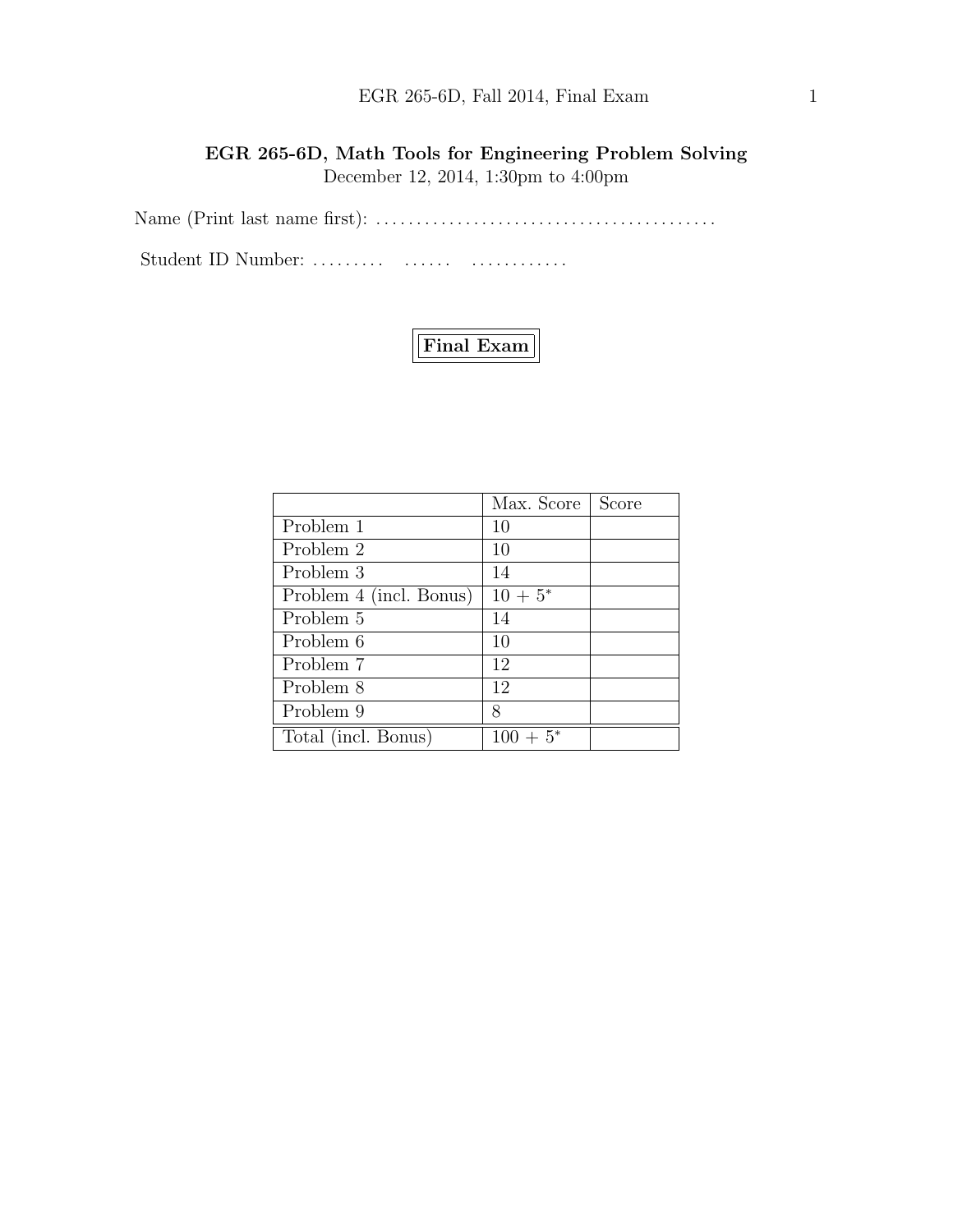**EGR 265-6D, Math Tools for Engineering Problem Solving**

December 12, 2014, 1:30pm to 4:00pm

Name (Print last name first): .........................................

Student ID Number: .........   ......   ............

**Final Exam**

| | Max. Score | Score |
|---|---|---|
| Problem 1 | 10 | |
| Problem 2 | 10 | |
| Problem 3 | 14 | |
| Problem 4 (incl. Bonus) | $10 + 5^*$ | |
| Problem 5 | 14 | |
| Problem 6 | 10 | |
| Problem 7 | 12 | |
| Problem 8 | 12 | |
| Problem 9 | 8 | |
| Total (incl. Bonus) | $100 + 5^*$ | |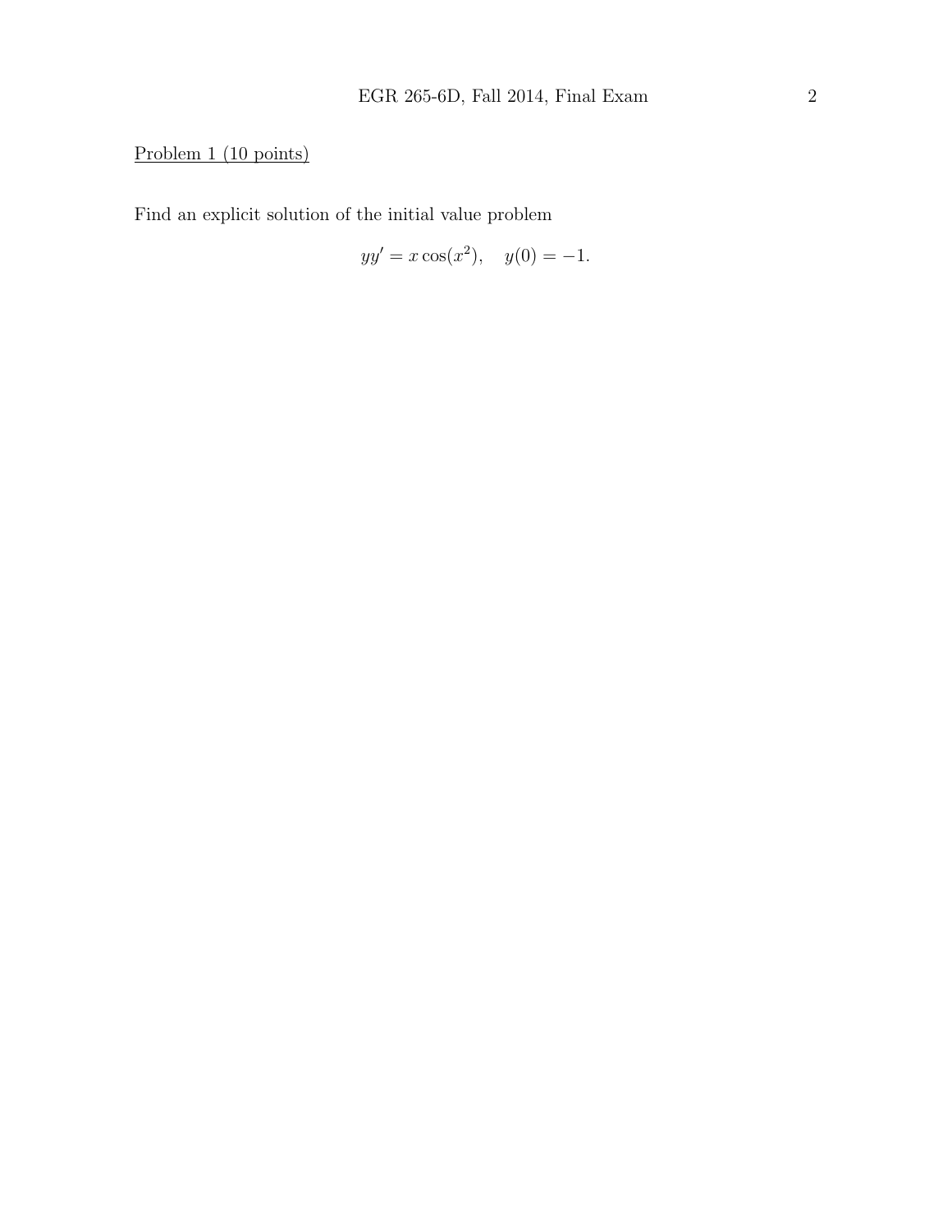Problem 1 (10 points)

Find an explicit solution of the initial value problem

$$yy' = x\cos(x^2), \quad y(0) = -1.$$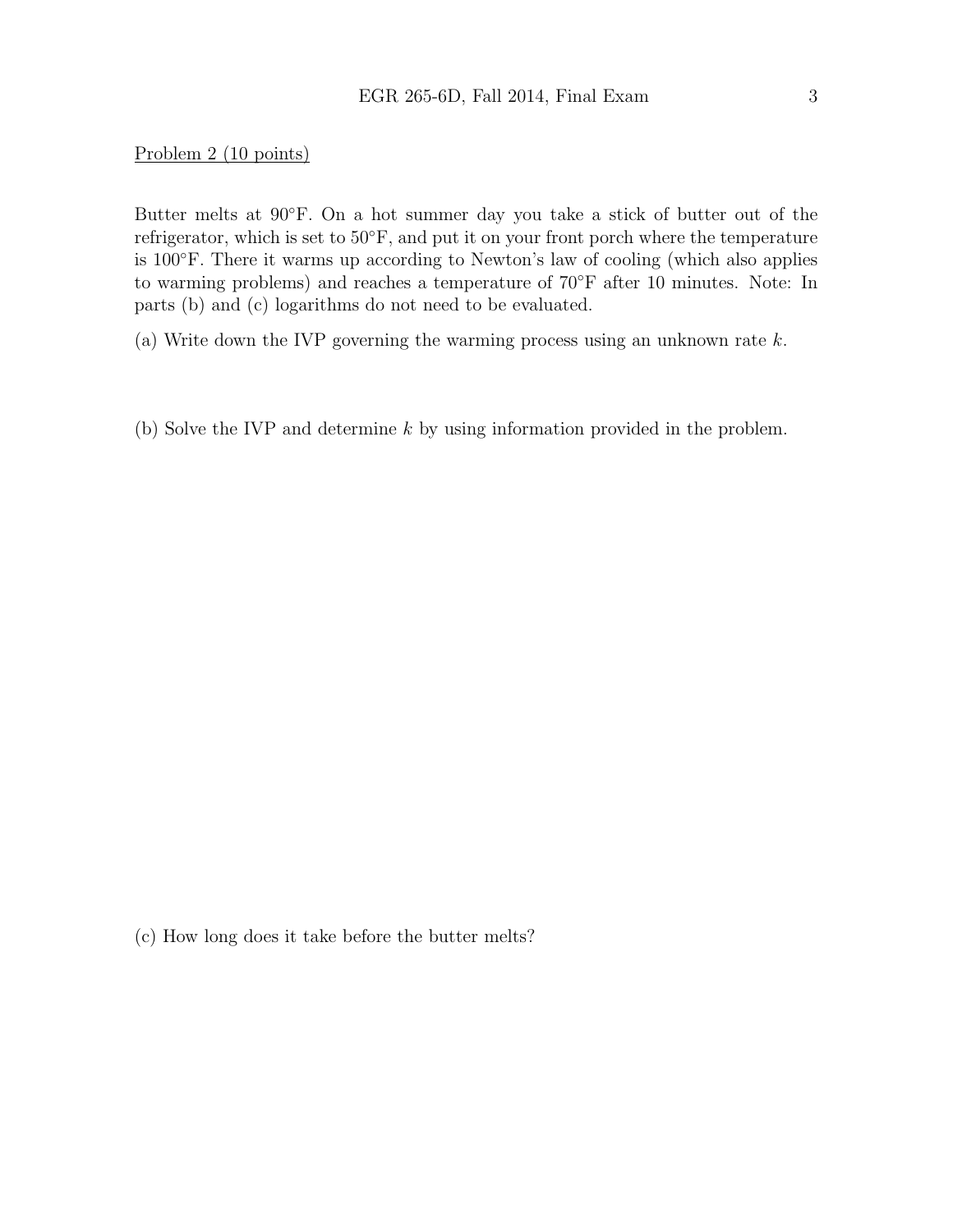Problem 2 (10 points)

Butter melts at 90°F. On a hot summer day you take a stick of butter out of the refrigerator, which is set to 50°F, and put it on your front porch where the temperature is 100°F. There it warms up according to Newton's law of cooling (which also applies to warming problems) and reaches a temperature of 70°F after 10 minutes. Note: In parts (b) and (c) logarithms do not need to be evaluated.

(a) Write down the IVP governing the warming process using an unknown rate $k$.

(b) Solve the IVP and determine $k$ by using information provided in the problem.

(c) How long does it take before the butter melts?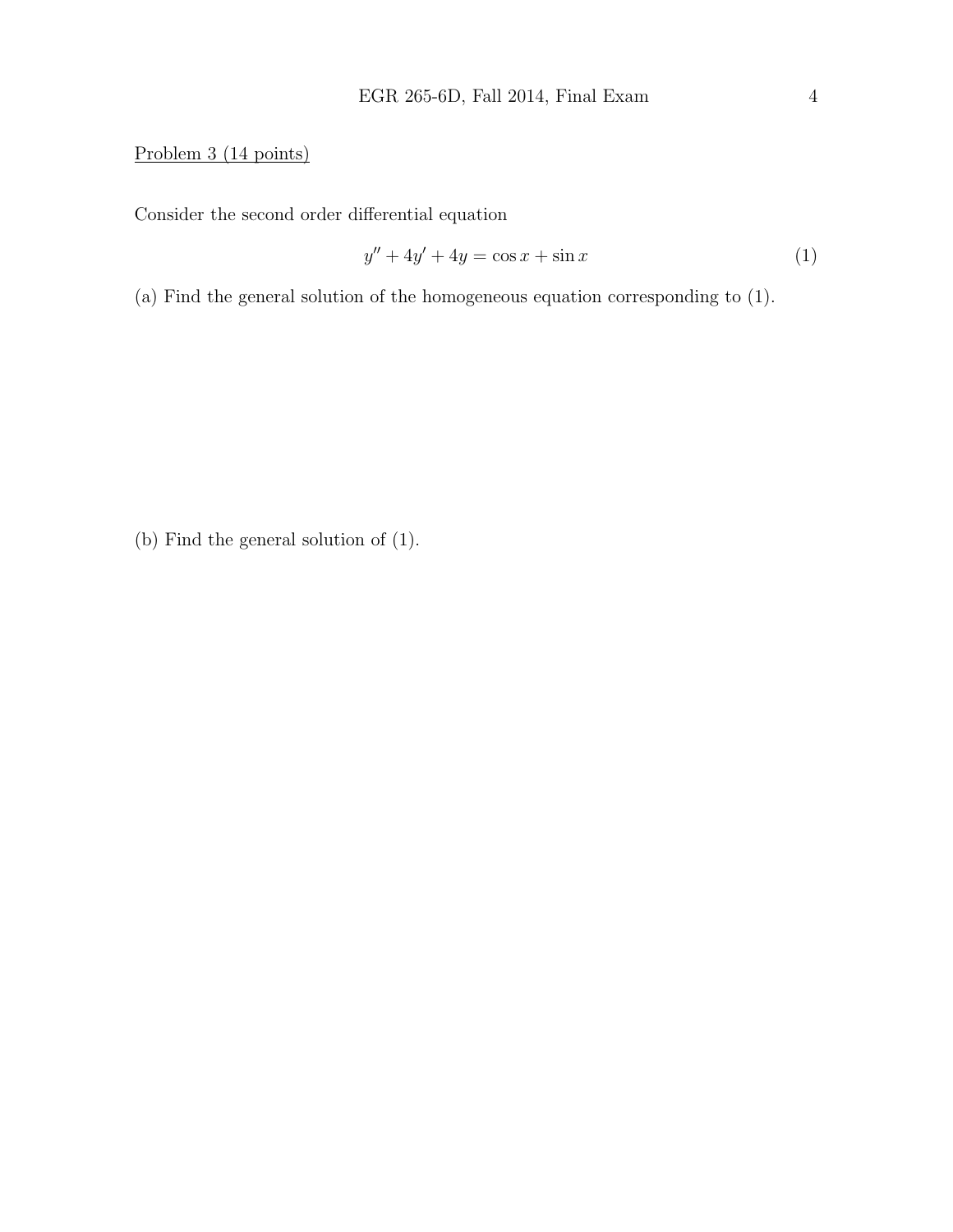Problem 3 (14 points)

Consider the second order differential equation

$$y'' + 4y' + 4y = \cos x + \sin x \tag{1}$$

(a) Find the general solution of the homogeneous equation corresponding to (1).

(b) Find the general solution of (1).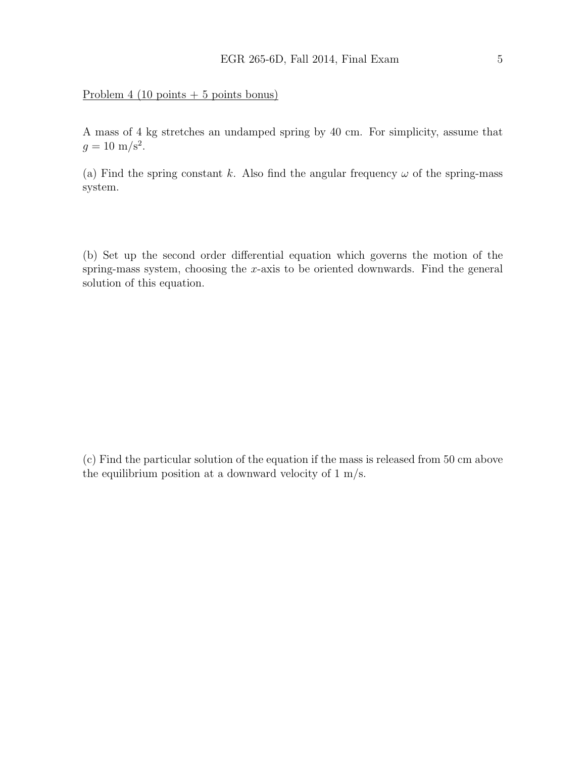Problem 4 (10 points + 5 points bonus)

A mass of 4 kg stretches an undamped spring by 40 cm. For simplicity, assume that $g = 10$ m/s$^2$.

(a) Find the spring constant $k$. Also find the angular frequency $\omega$ of the spring-mass system.

(b) Set up the second order differential equation which governs the motion of the spring-mass system, choosing the $x$-axis to be oriented downwards. Find the general solution of this equation.

(c) Find the particular solution of the equation if the mass is released from 50 cm above the equilibrium position at a downward velocity of 1 m/s.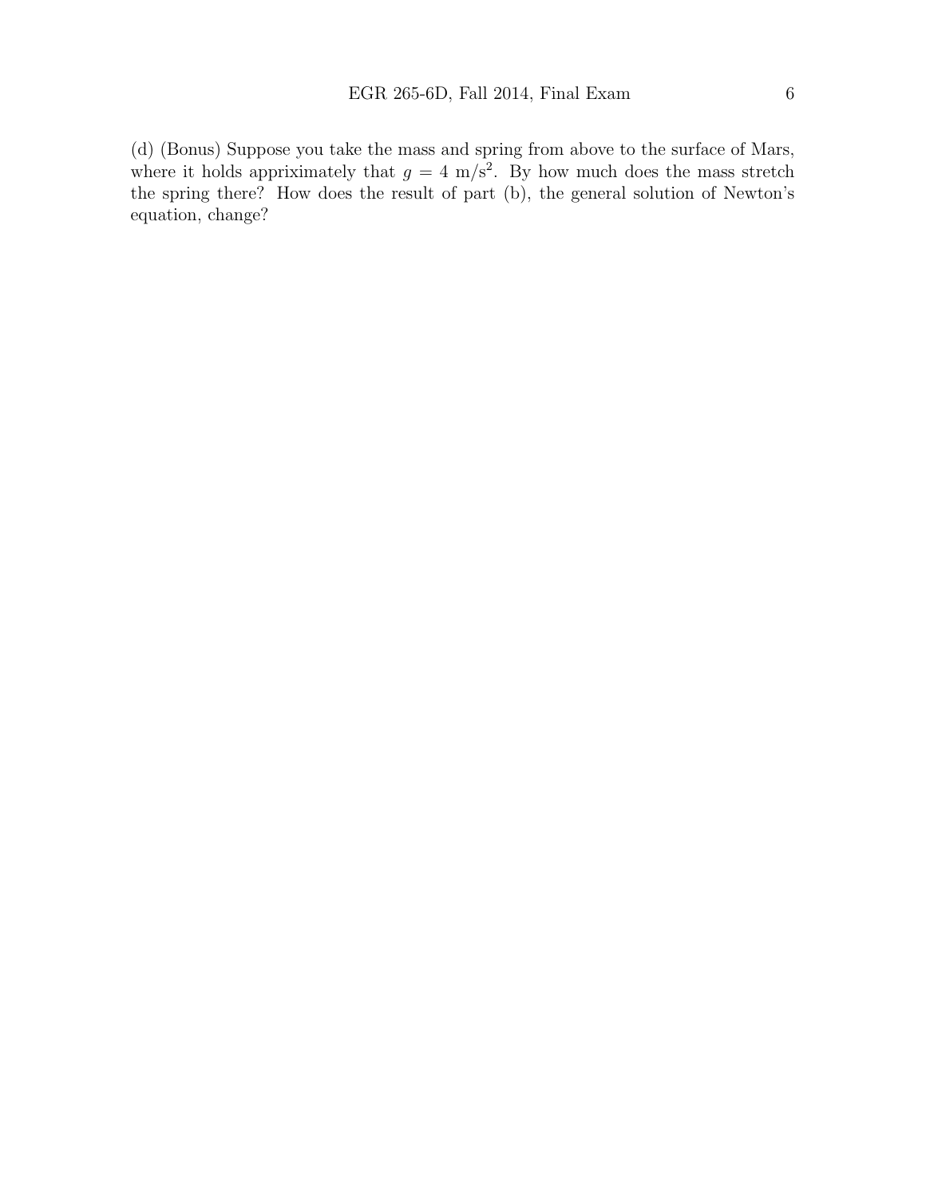(d) (Bonus) Suppose you take the mass and spring from above to the surface of Mars, where it holds appriximately that $g = 4$ m/s$^2$. By how much does the mass stretch the spring there? How does the result of part (b), the general solution of Newton's equation, change?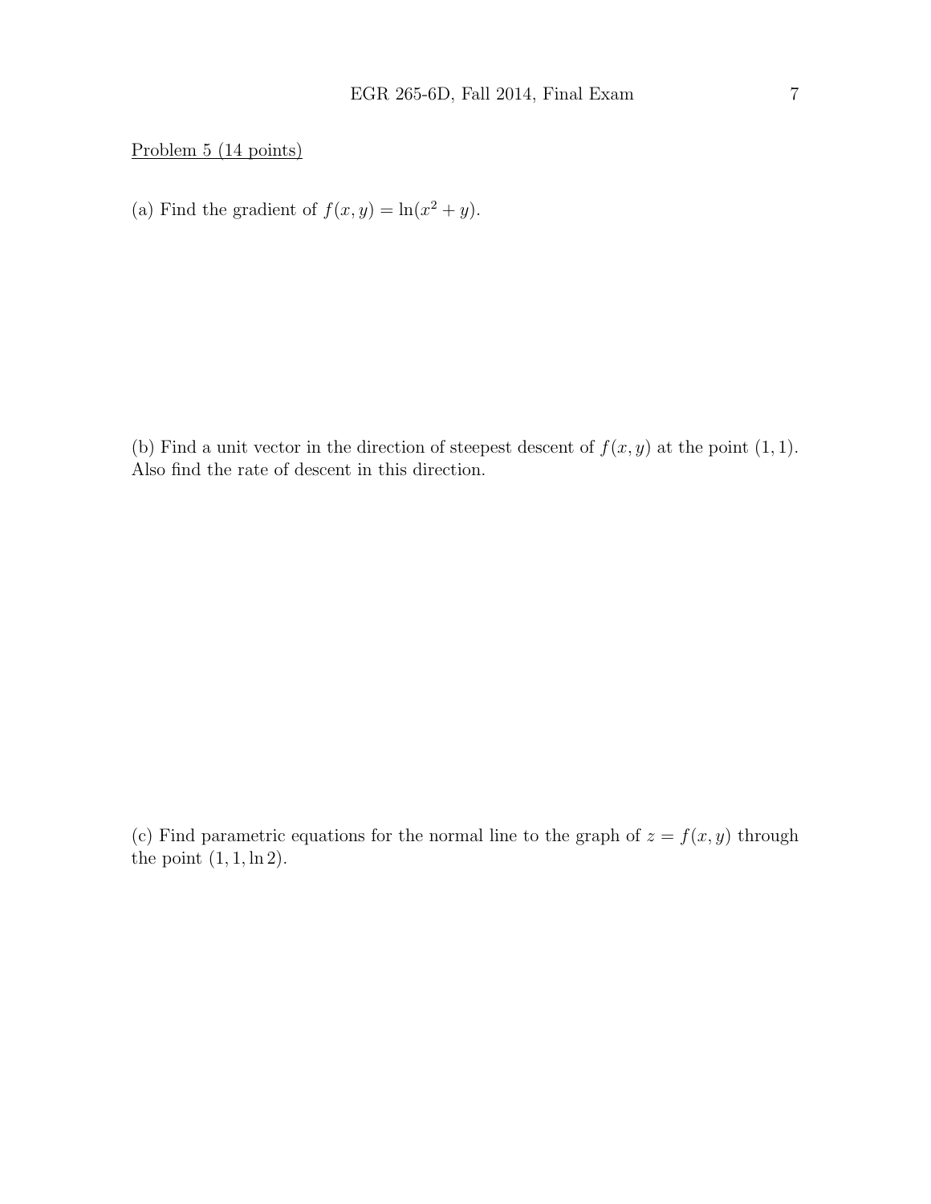Problem 5 (14 points)

(a) Find the gradient of $f(x, y) = \ln(x^2 + y)$.

(b) Find a unit vector in the direction of steepest descent of $f(x, y)$ at the point $(1, 1)$. Also find the rate of descent in this direction.

(c) Find parametric equations for the normal line to the graph of $z = f(x, y)$ through the point $(1, 1, \ln 2)$.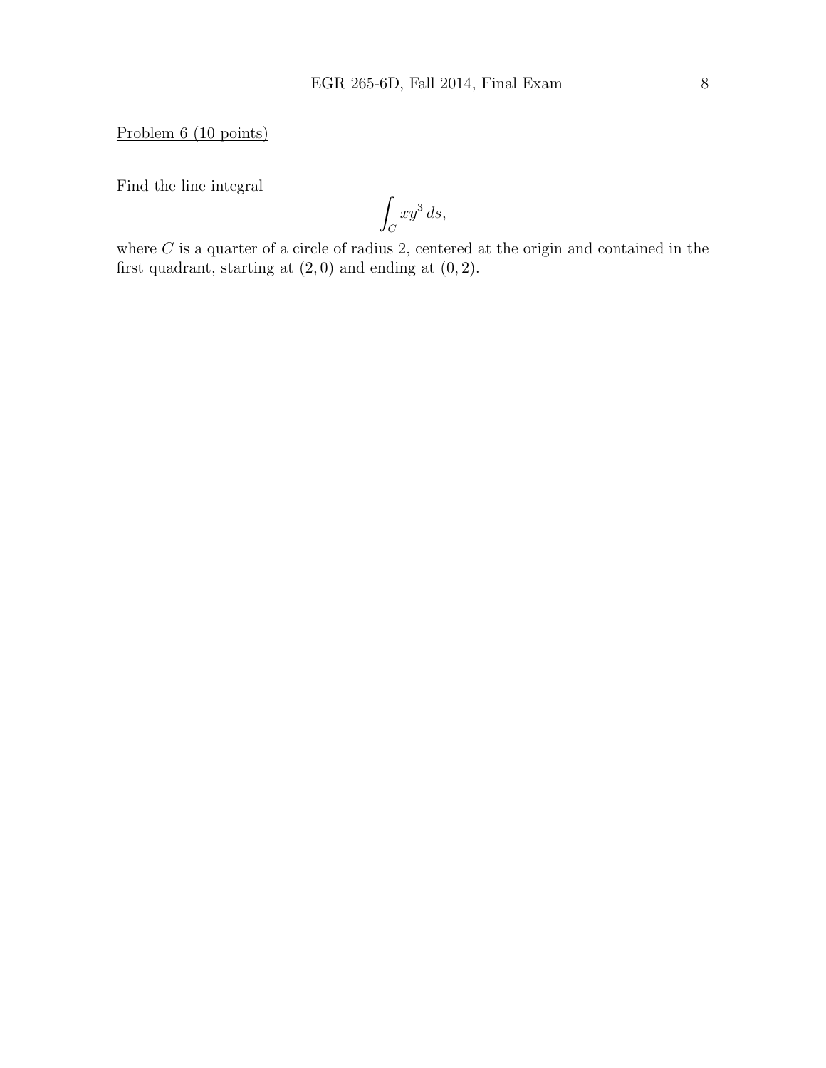Problem 6 (10 points)

Find the line integral

$$\int_C xy^3\, ds,$$

where $C$ is a quarter of a circle of radius 2, centered at the origin and contained in the first quadrant, starting at $(2,0)$ and ending at $(0,2)$.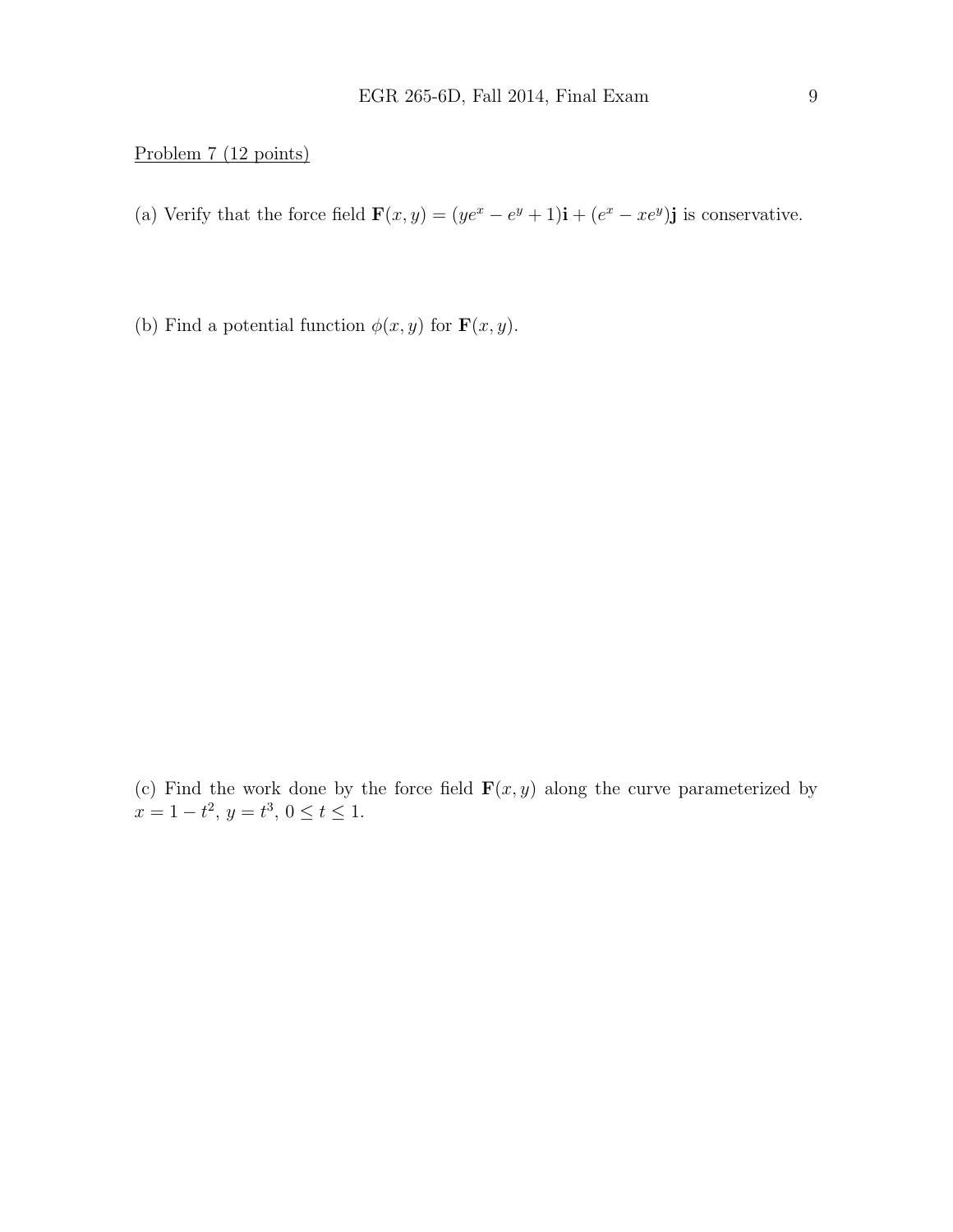Problem 7 (12 points)

(a) Verify that the force field $\mathbf{F}(x, y) = (ye^x - e^y + 1)\mathbf{i} + (e^x - xe^y)\mathbf{j}$ is conservative.

(b) Find a potential function $\phi(x, y)$ for $\mathbf{F}(x, y)$.

(c) Find the work done by the force field $\mathbf{F}(x, y)$ along the curve parameterized by $x = 1 - t^2$, $y = t^3$, $0 \leq t \leq 1$.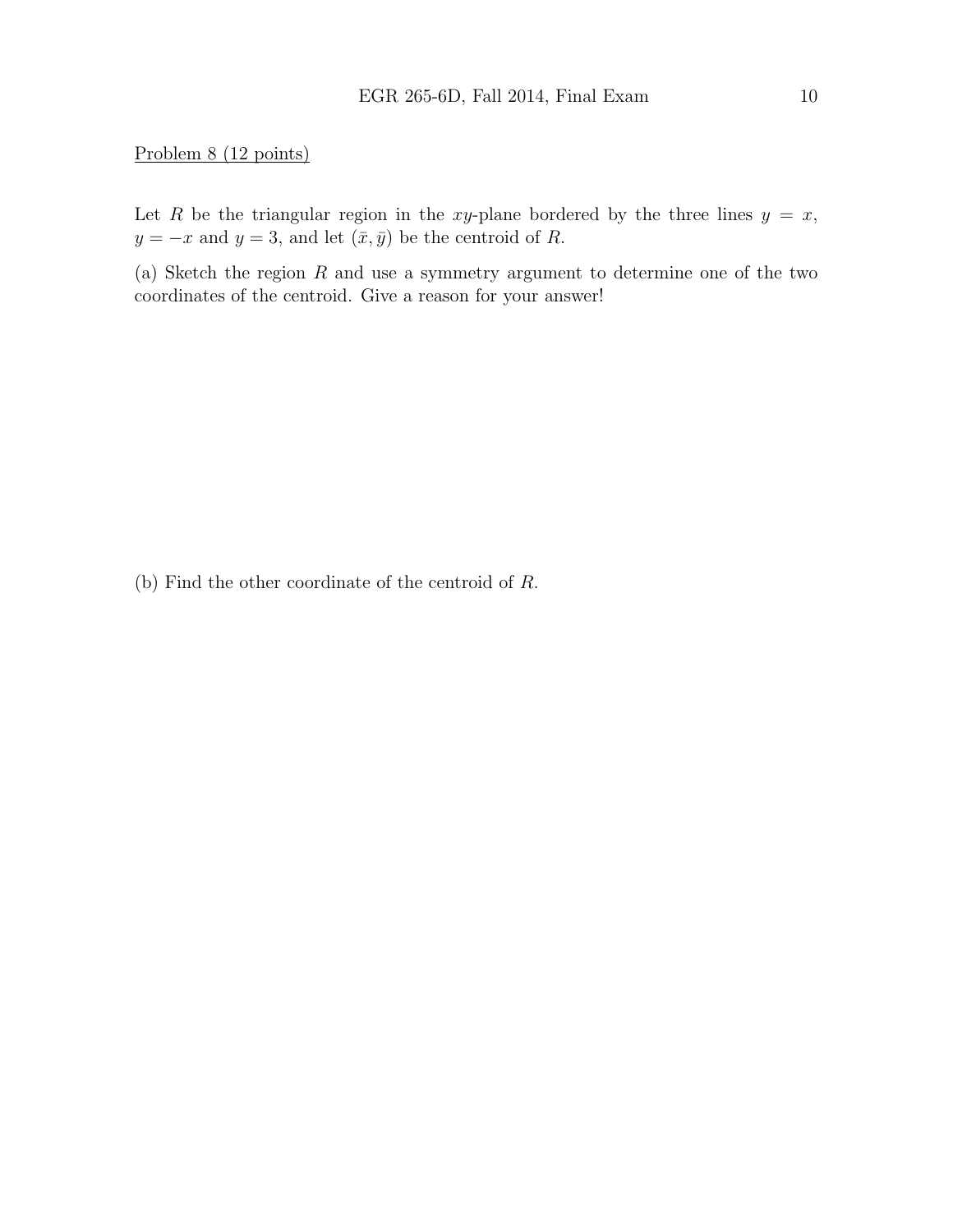Problem 8 (12 points)

Let $R$ be the triangular region in the $xy$-plane bordered by the three lines $y = x$, $y = -x$ and $y = 3$, and let $(\bar{x}, \bar{y})$ be the centroid of $R$.

(a) Sketch the region $R$ and use a symmetry argument to determine one of the two coordinates of the centroid. Give a reason for your answer!

(b) Find the other coordinate of the centroid of $R$.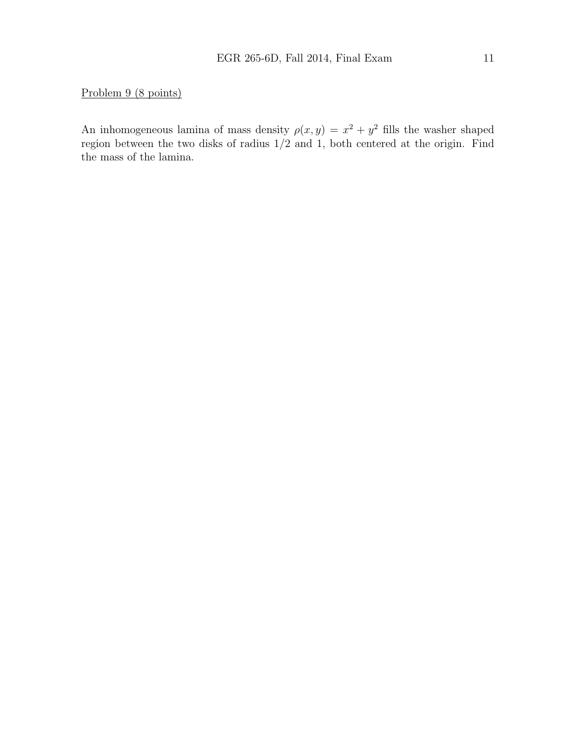Problem 9 (8 points)

An inhomogeneous lamina of mass density $\rho(x, y) = x^2 + y^2$ fills the washer shaped region between the two disks of radius $1/2$ and $1$, both centered at the origin. Find the mass of the lamina.